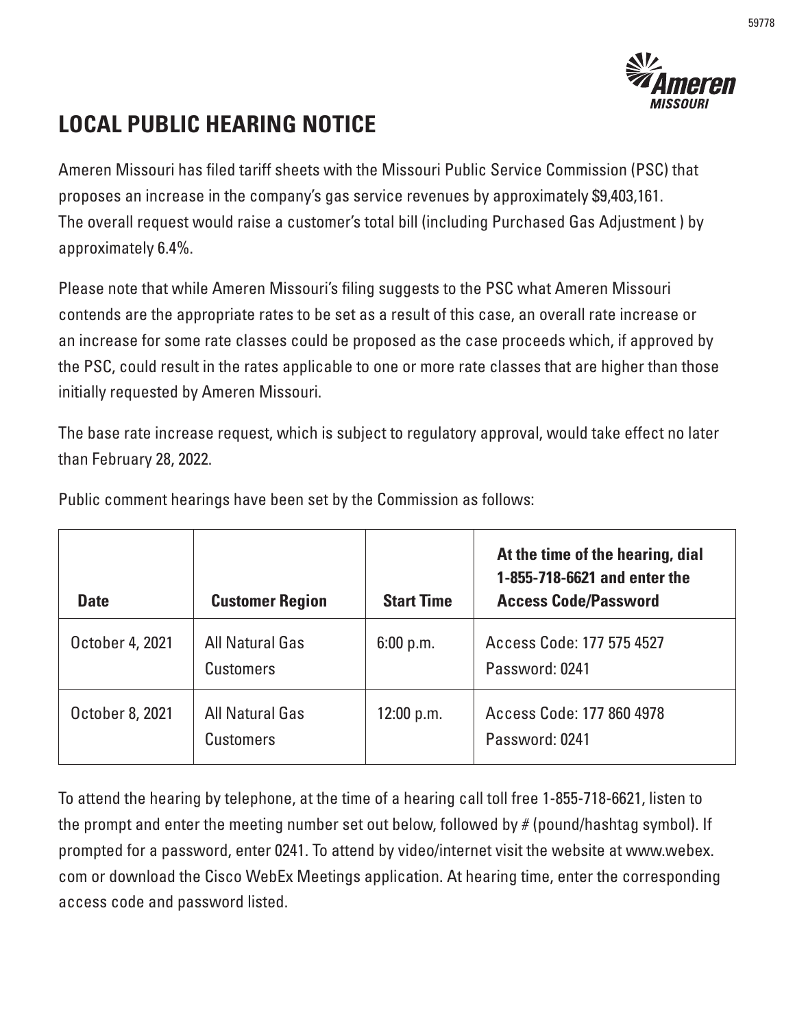# LOCAL PUBLIC HEARING NOTICE

Ameren Missouri has filed tariff sheets with the Missouri Public Service Commission (PSC) that proposes an increase in the company's gas service revenues by approximately $9,403,161. The overall request would raise a customer's total bill (including Purchased Gas Adjustment ) by approximately 6.4%.

Please note that while Ameren Missouri's filing suggests to the PSC what Ameren Missouri contends are the appropriate rates to be set as a result of this case, an overall rate increase or an increase for some rate classes could be proposed as the case proceeds which, if approved by the PSC, could result in the rates applicable to one or more rate classes that are higher than those initially requested by Ameren Missouri.

The base rate increase request, which is subject to regulatory approval, would take effect no later than February 28, 2022.

Public comment hearings have been set by the Commission as follows:

| Date | Customer Region | Start Time | At the time of the hearing, dial 1-855-718-6621 and enter the Access Code/Password |
|---|---|---|---|
| October 4, 2021 | All Natural Gas Customers | 6:00 p.m. | Access Code: 177 575 4527 Password: 0241 |
| October 8, 2021 | All Natural Gas Customers | 12:00 p.m. | Access Code: 177 860 4978 Password: 0241 |

To attend the hearing by telephone, at the time of a hearing call toll free 1-855-718-6621, listen to the prompt and enter the meeting number set out below, followed by # (pound/hashtag symbol). If prompted for a password, enter 0241. To attend by video/internet visit the website at www.webex.com or download the Cisco WebEx Meetings application. At hearing time, enter the corresponding access code and password listed.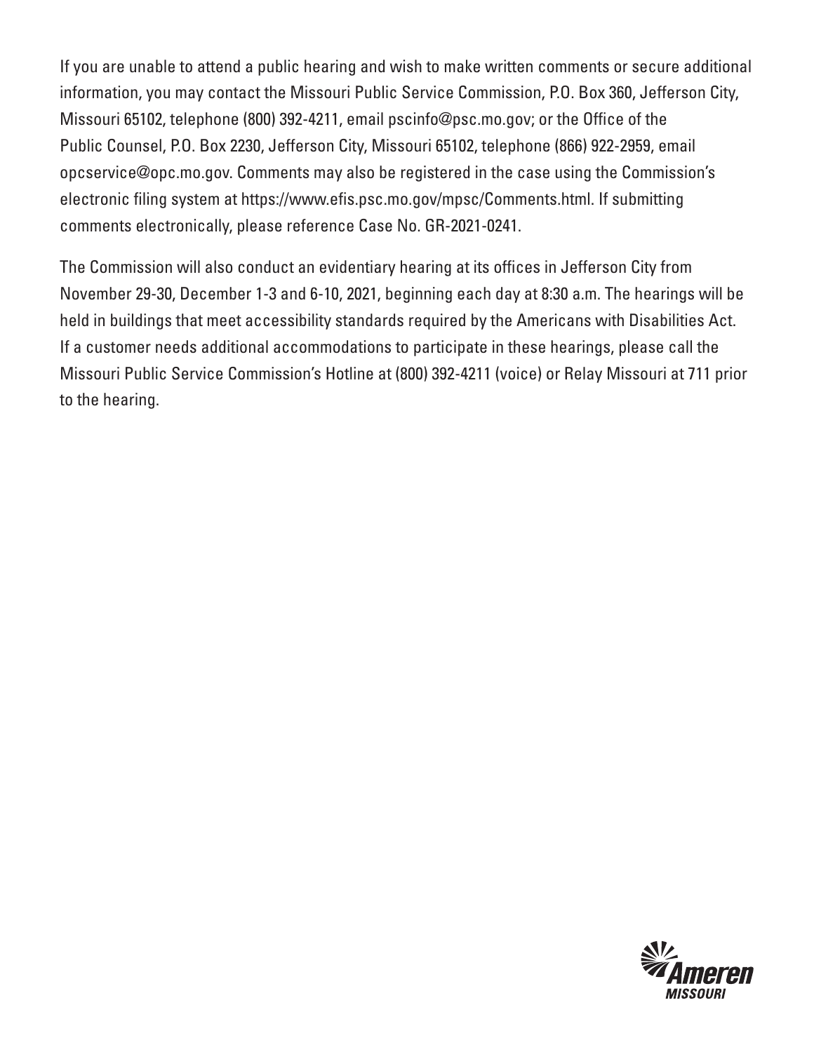If you are unable to attend a public hearing and wish to make written comments or secure additional information, you may contact the Missouri Public Service Commission, P.O. Box 360, Jefferson City, Missouri 65102, telephone (800) 392-4211, email pscinfo@psc.mo.gov; or the Office of the Public Counsel, P.O. Box 2230, Jefferson City, Missouri 65102, telephone (866) 922-2959, email opcservice@opc.mo.gov. Comments may also be registered in the case using the Commission's electronic filing system at https://www.efis.psc.mo.gov/mpsc/Comments.html. If submitting comments electronically, please reference Case No. GR-2021-0241.

The Commission will also conduct an evidentiary hearing at its offices in Jefferson City from November 29-30, December 1-3 and 6-10, 2021, beginning each day at 8:30 a.m. The hearings will be held in buildings that meet accessibility standards required by the Americans with Disabilities Act. If a customer needs additional accommodations to participate in these hearings, please call the Missouri Public Service Commission's Hotline at (800) 392-4211 (voice) or Relay Missouri at 711 prior to the hearing.

Ameren MISSOURI